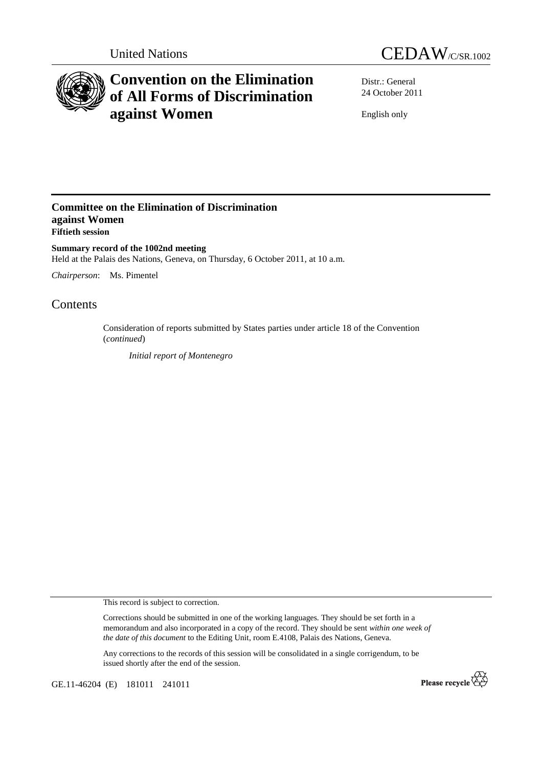United Nations CEDAW/C/SR.1002

# Convention on the Elimination of All Forms of Discrimination against Women

Distr.: General
24 October 2011

English only

## Committee on the Elimination of Discrimination against Women
**Fiftieth session**

**Summary record of the 1002nd meeting**
Held at the Palais des Nations, Geneva, on Thursday, 6 October 2011, at 10 a.m.

*Chairperson*: Ms. Pimentel

# Contents

Consideration of reports submitted by States parties under article 18 of the Convention (*continued*)

*Initial report of Montenegro*

This record is subject to correction.

Corrections should be submitted in one of the working languages. They should be set forth in a memorandum and also incorporated in a copy of the record. They should be sent *within one week of the date of this document* to the Editing Unit, room E.4108, Palais des Nations, Geneva.

Any corrections to the records of this session will be consolidated in a single corrigendum, to be issued shortly after the end of the session.

GE.11-46204 (E) 181011 241011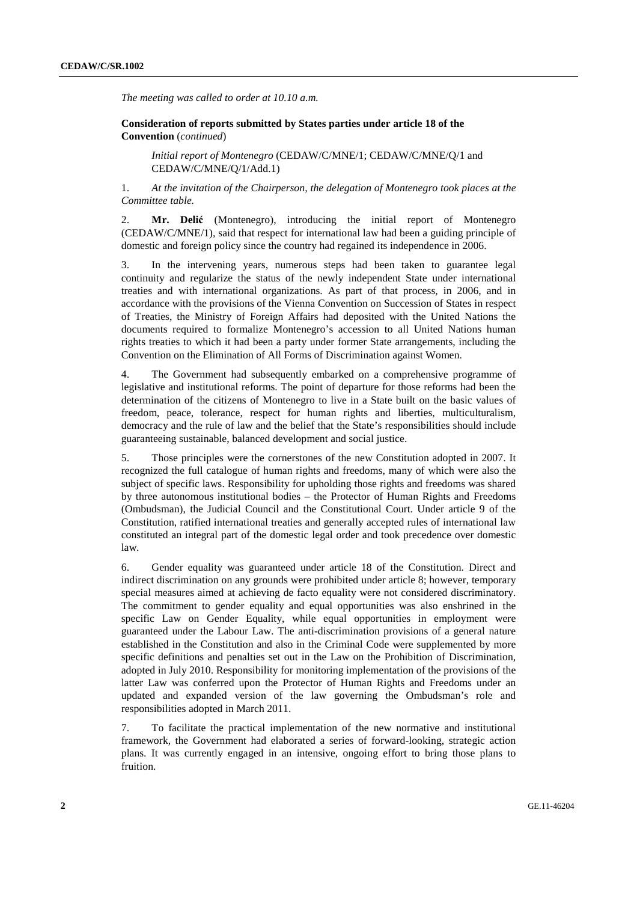*The meeting was called to order at 10.10 a.m.*

**Consideration of reports submitted by States parties under article 18 of the Convention** (*continued*)

*Initial report of Montenegro* (CEDAW/C/MNE/1; CEDAW/C/MNE/Q/1 and CEDAW/C/MNE/Q/1/Add.1)

1. *At the invitation of the Chairperson, the delegation of Montenegro took places at the Committee table.*

2. **Mr. Delić** (Montenegro), introducing the initial report of Montenegro (CEDAW/C/MNE/1), said that respect for international law had been a guiding principle of domestic and foreign policy since the country had regained its independence in 2006.

3. In the intervening years, numerous steps had been taken to guarantee legal continuity and regularize the status of the newly independent State under international treaties and with international organizations. As part of that process, in 2006, and in accordance with the provisions of the Vienna Convention on Succession of States in respect of Treaties, the Ministry of Foreign Affairs had deposited with the United Nations the documents required to formalize Montenegro's accession to all United Nations human rights treaties to which it had been a party under former State arrangements, including the Convention on the Elimination of All Forms of Discrimination against Women.

4. The Government had subsequently embarked on a comprehensive programme of legislative and institutional reforms. The point of departure for those reforms had been the determination of the citizens of Montenegro to live in a State built on the basic values of freedom, peace, tolerance, respect for human rights and liberties, multiculturalism, democracy and the rule of law and the belief that the State's responsibilities should include guaranteeing sustainable, balanced development and social justice.

5. Those principles were the cornerstones of the new Constitution adopted in 2007. It recognized the full catalogue of human rights and freedoms, many of which were also the subject of specific laws. Responsibility for upholding those rights and freedoms was shared by three autonomous institutional bodies – the Protector of Human Rights and Freedoms (Ombudsman), the Judicial Council and the Constitutional Court. Under article 9 of the Constitution, ratified international treaties and generally accepted rules of international law constituted an integral part of the domestic legal order and took precedence over domestic law.

6. Gender equality was guaranteed under article 18 of the Constitution. Direct and indirect discrimination on any grounds were prohibited under article 8; however, temporary special measures aimed at achieving de facto equality were not considered discriminatory. The commitment to gender equality and equal opportunities was also enshrined in the specific Law on Gender Equality, while equal opportunities in employment were guaranteed under the Labour Law. The anti-discrimination provisions of a general nature established in the Constitution and also in the Criminal Code were supplemented by more specific definitions and penalties set out in the Law on the Prohibition of Discrimination, adopted in July 2010. Responsibility for monitoring implementation of the provisions of the latter Law was conferred upon the Protector of Human Rights and Freedoms under an updated and expanded version of the law governing the Ombudsman's role and responsibilities adopted in March 2011.

7. To facilitate the practical implementation of the new normative and institutional framework, the Government had elaborated a series of forward-looking, strategic action plans. It was currently engaged in an intensive, ongoing effort to bring those plans to fruition.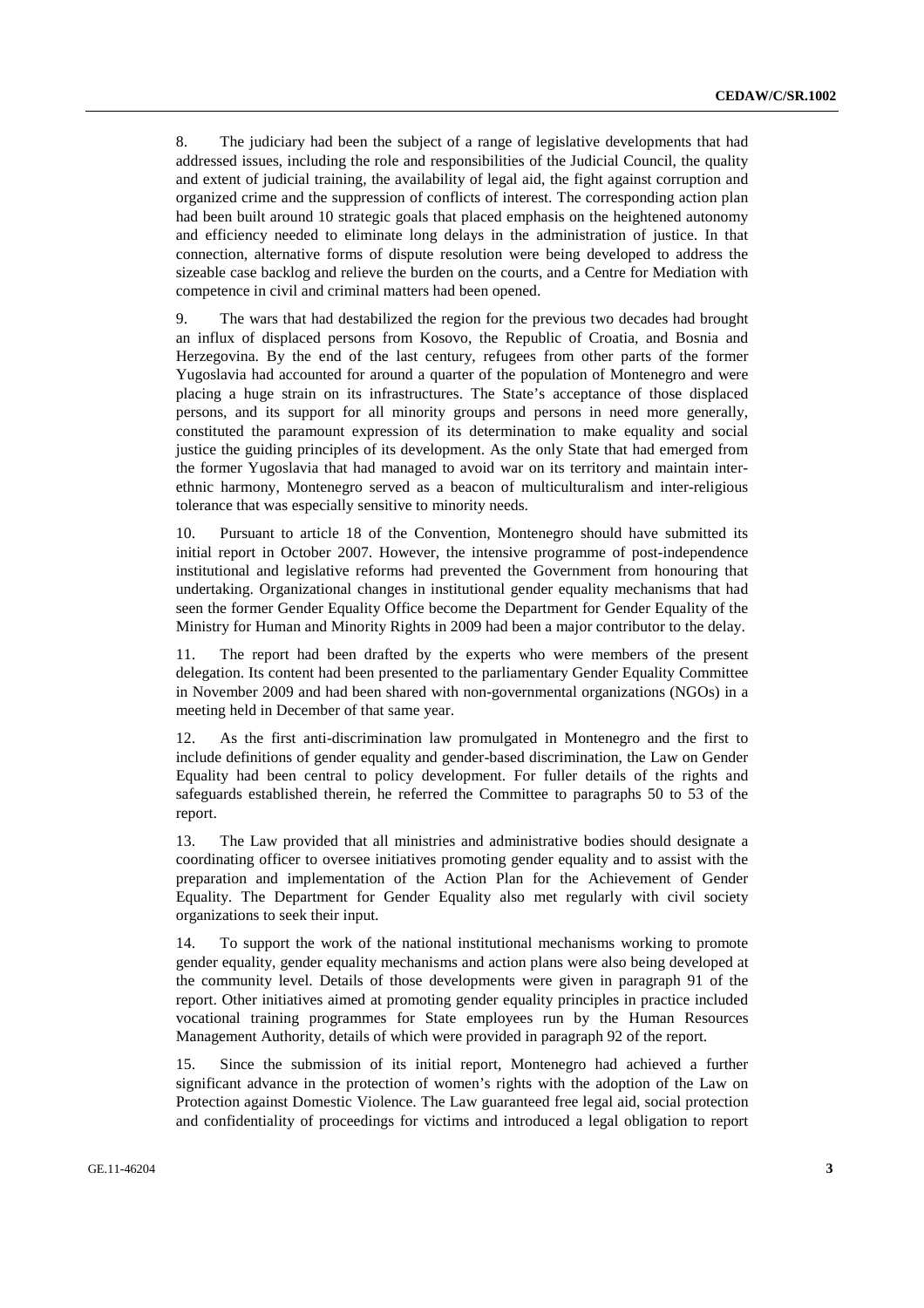8. The judiciary had been the subject of a range of legislative developments that had addressed issues, including the role and responsibilities of the Judicial Council, the quality and extent of judicial training, the availability of legal aid, the fight against corruption and organized crime and the suppression of conflicts of interest. The corresponding action plan had been built around 10 strategic goals that placed emphasis on the heightened autonomy and efficiency needed to eliminate long delays in the administration of justice. In that connection, alternative forms of dispute resolution were being developed to address the sizeable case backlog and relieve the burden on the courts, and a Centre for Mediation with competence in civil and criminal matters had been opened.

9. The wars that had destabilized the region for the previous two decades had brought an influx of displaced persons from Kosovo, the Republic of Croatia, and Bosnia and Herzegovina. By the end of the last century, refugees from other parts of the former Yugoslavia had accounted for around a quarter of the population of Montenegro and were placing a huge strain on its infrastructures. The State's acceptance of those displaced persons, and its support for all minority groups and persons in need more generally, constituted the paramount expression of its determination to make equality and social justice the guiding principles of its development. As the only State that had emerged from the former Yugoslavia that had managed to avoid war on its territory and maintain inter-ethnic harmony, Montenegro served as a beacon of multiculturalism and inter-religious tolerance that was especially sensitive to minority needs.

10. Pursuant to article 18 of the Convention, Montenegro should have submitted its initial report in October 2007. However, the intensive programme of post-independence institutional and legislative reforms had prevented the Government from honouring that undertaking. Organizational changes in institutional gender equality mechanisms that had seen the former Gender Equality Office become the Department for Gender Equality of the Ministry for Human and Minority Rights in 2009 had been a major contributor to the delay.

11. The report had been drafted by the experts who were members of the present delegation. Its content had been presented to the parliamentary Gender Equality Committee in November 2009 and had been shared with non-governmental organizations (NGOs) in a meeting held in December of that same year.

12. As the first anti-discrimination law promulgated in Montenegro and the first to include definitions of gender equality and gender-based discrimination, the Law on Gender Equality had been central to policy development. For fuller details of the rights and safeguards established therein, he referred the Committee to paragraphs 50 to 53 of the report.

13. The Law provided that all ministries and administrative bodies should designate a coordinating officer to oversee initiatives promoting gender equality and to assist with the preparation and implementation of the Action Plan for the Achievement of Gender Equality. The Department for Gender Equality also met regularly with civil society organizations to seek their input.

14. To support the work of the national institutional mechanisms working to promote gender equality, gender equality mechanisms and action plans were also being developed at the community level. Details of those developments were given in paragraph 91 of the report. Other initiatives aimed at promoting gender equality principles in practice included vocational training programmes for State employees run by the Human Resources Management Authority, details of which were provided in paragraph 92 of the report.

15. Since the submission of its initial report, Montenegro had achieved a further significant advance in the protection of women's rights with the adoption of the Law on Protection against Domestic Violence. The Law guaranteed free legal aid, social protection and confidentiality of proceedings for victims and introduced a legal obligation to report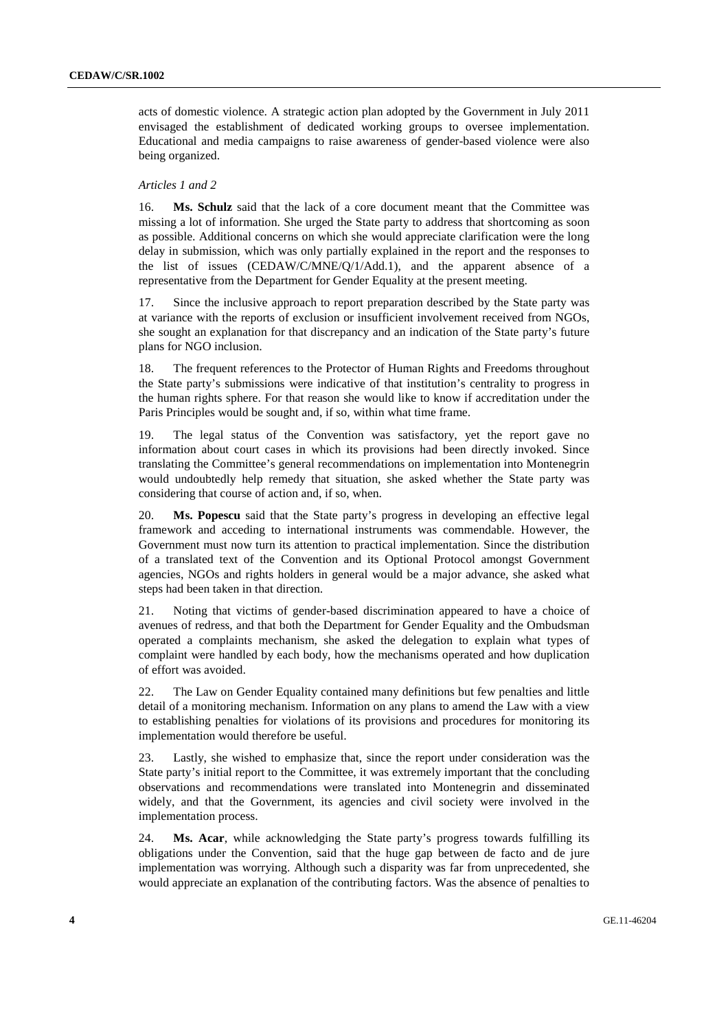acts of domestic violence. A strategic action plan adopted by the Government in July 2011 envisaged the establishment of dedicated working groups to oversee implementation. Educational and media campaigns to raise awareness of gender-based violence were also being organized.

*Articles 1 and 2*

16. **Ms. Schulz** said that the lack of a core document meant that the Committee was missing a lot of information. She urged the State party to address that shortcoming as soon as possible. Additional concerns on which she would appreciate clarification were the long delay in submission, which was only partially explained in the report and the responses to the list of issues (CEDAW/C/MNE/Q/1/Add.1), and the apparent absence of a representative from the Department for Gender Equality at the present meeting.

17. Since the inclusive approach to report preparation described by the State party was at variance with the reports of exclusion or insufficient involvement received from NGOs, she sought an explanation for that discrepancy and an indication of the State party's future plans for NGO inclusion.

18. The frequent references to the Protector of Human Rights and Freedoms throughout the State party's submissions were indicative of that institution's centrality to progress in the human rights sphere. For that reason she would like to know if accreditation under the Paris Principles would be sought and, if so, within what time frame.

19. The legal status of the Convention was satisfactory, yet the report gave no information about court cases in which its provisions had been directly invoked. Since translating the Committee's general recommendations on implementation into Montenegrin would undoubtedly help remedy that situation, she asked whether the State party was considering that course of action and, if so, when.

20. **Ms. Popescu** said that the State party's progress in developing an effective legal framework and acceding to international instruments was commendable. However, the Government must now turn its attention to practical implementation. Since the distribution of a translated text of the Convention and its Optional Protocol amongst Government agencies, NGOs and rights holders in general would be a major advance, she asked what steps had been taken in that direction.

21. Noting that victims of gender-based discrimination appeared to have a choice of avenues of redress, and that both the Department for Gender Equality and the Ombudsman operated a complaints mechanism, she asked the delegation to explain what types of complaint were handled by each body, how the mechanisms operated and how duplication of effort was avoided.

22. The Law on Gender Equality contained many definitions but few penalties and little detail of a monitoring mechanism. Information on any plans to amend the Law with a view to establishing penalties for violations of its provisions and procedures for monitoring its implementation would therefore be useful.

23. Lastly, she wished to emphasize that, since the report under consideration was the State party's initial report to the Committee, it was extremely important that the concluding observations and recommendations were translated into Montenegrin and disseminated widely, and that the Government, its agencies and civil society were involved in the implementation process.

24. **Ms. Acar**, while acknowledging the State party's progress towards fulfilling its obligations under the Convention, said that the huge gap between de facto and de jure implementation was worrying. Although such a disparity was far from unprecedented, she would appreciate an explanation of the contributing factors. Was the absence of penalties to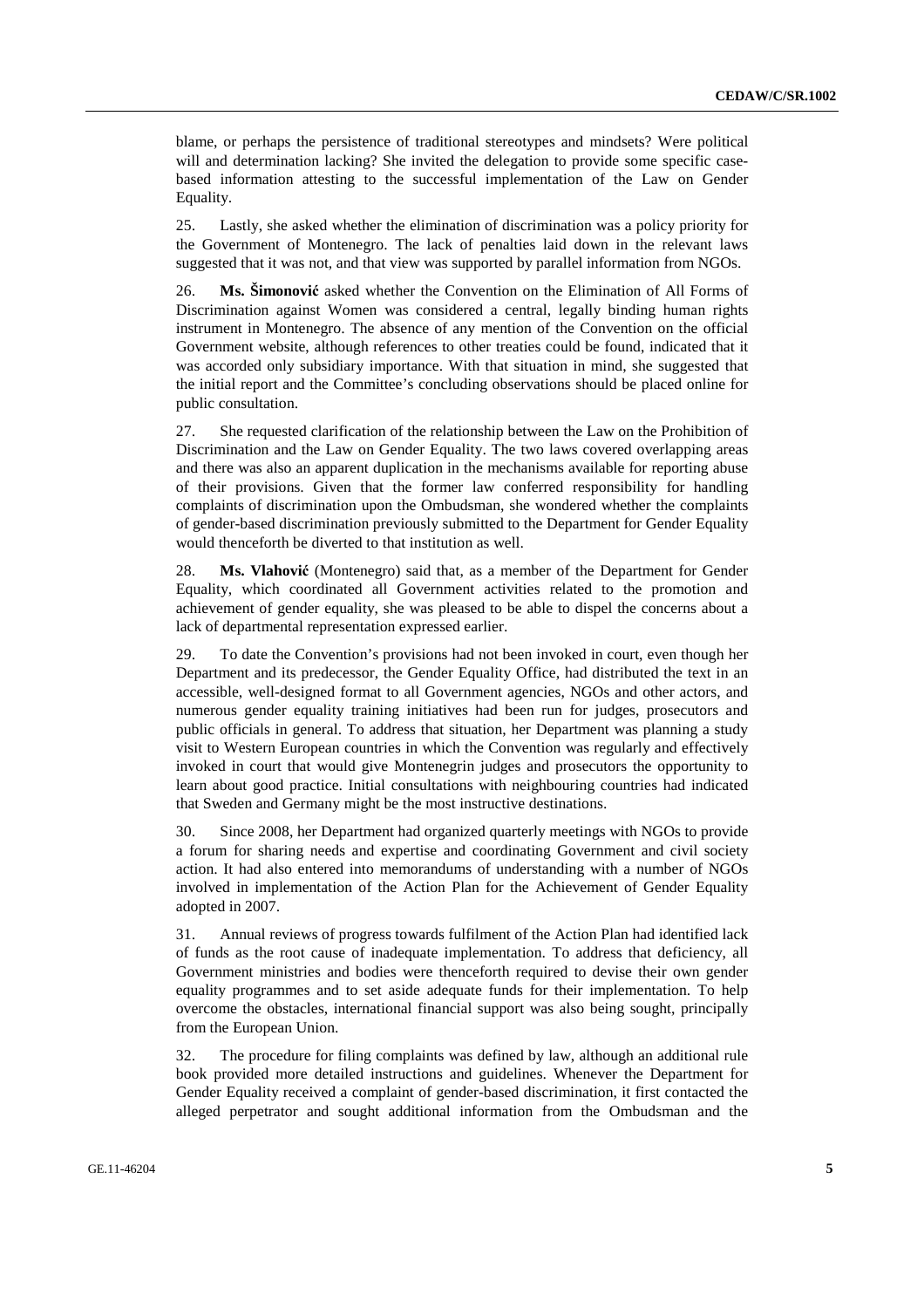blame, or perhaps the persistence of traditional stereotypes and mindsets? Were political will and determination lacking? She invited the delegation to provide some specific case-based information attesting to the successful implementation of the Law on Gender Equality.

25. Lastly, she asked whether the elimination of discrimination was a policy priority for the Government of Montenegro. The lack of penalties laid down in the relevant laws suggested that it was not, and that view was supported by parallel information from NGOs.

26. **Ms. Šimonović** asked whether the Convention on the Elimination of All Forms of Discrimination against Women was considered a central, legally binding human rights instrument in Montenegro. The absence of any mention of the Convention on the official Government website, although references to other treaties could be found, indicated that it was accorded only subsidiary importance. With that situation in mind, she suggested that the initial report and the Committee's concluding observations should be placed online for public consultation.

27. She requested clarification of the relationship between the Law on the Prohibition of Discrimination and the Law on Gender Equality. The two laws covered overlapping areas and there was also an apparent duplication in the mechanisms available for reporting abuse of their provisions. Given that the former law conferred responsibility for handling complaints of discrimination upon the Ombudsman, she wondered whether the complaints of gender-based discrimination previously submitted to the Department for Gender Equality would thenceforth be diverted to that institution as well.

28. **Ms. Vlahović** (Montenegro) said that, as a member of the Department for Gender Equality, which coordinated all Government activities related to the promotion and achievement of gender equality, she was pleased to be able to dispel the concerns about a lack of departmental representation expressed earlier.

29. To date the Convention's provisions had not been invoked in court, even though her Department and its predecessor, the Gender Equality Office, had distributed the text in an accessible, well-designed format to all Government agencies, NGOs and other actors, and numerous gender equality training initiatives had been run for judges, prosecutors and public officials in general. To address that situation, her Department was planning a study visit to Western European countries in which the Convention was regularly and effectively invoked in court that would give Montenegrin judges and prosecutors the opportunity to learn about good practice. Initial consultations with neighbouring countries had indicated that Sweden and Germany might be the most instructive destinations.

30. Since 2008, her Department had organized quarterly meetings with NGOs to provide a forum for sharing needs and expertise and coordinating Government and civil society action. It had also entered into memorandums of understanding with a number of NGOs involved in implementation of the Action Plan for the Achievement of Gender Equality adopted in 2007.

31. Annual reviews of progress towards fulfilment of the Action Plan had identified lack of funds as the root cause of inadequate implementation. To address that deficiency, all Government ministries and bodies were thenceforth required to devise their own gender equality programmes and to set aside adequate funds for their implementation. To help overcome the obstacles, international financial support was also being sought, principally from the European Union.

32. The procedure for filing complaints was defined by law, although an additional rule book provided more detailed instructions and guidelines. Whenever the Department for Gender Equality received a complaint of gender-based discrimination, it first contacted the alleged perpetrator and sought additional information from the Ombudsman and the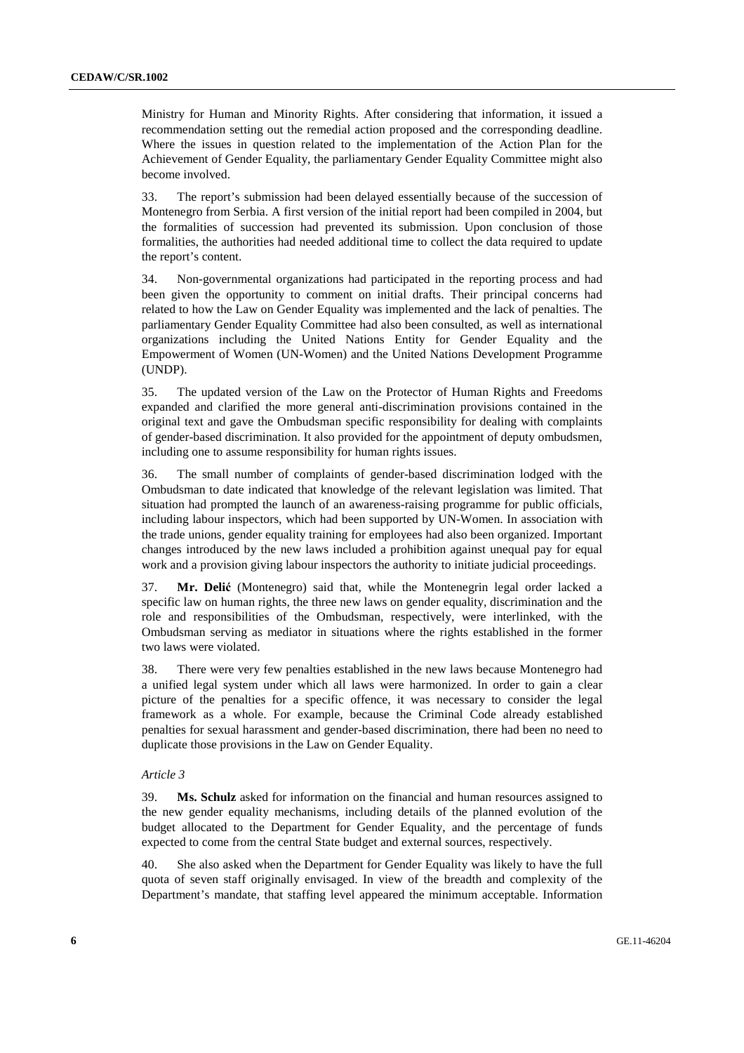Ministry for Human and Minority Rights. After considering that information, it issued a recommendation setting out the remedial action proposed and the corresponding deadline. Where the issues in question related to the implementation of the Action Plan for the Achievement of Gender Equality, the parliamentary Gender Equality Committee might also become involved.

33. The report's submission had been delayed essentially because of the succession of Montenegro from Serbia. A first version of the initial report had been compiled in 2004, but the formalities of succession had prevented its submission. Upon conclusion of those formalities, the authorities had needed additional time to collect the data required to update the report's content.

34. Non-governmental organizations had participated in the reporting process and had been given the opportunity to comment on initial drafts. Their principal concerns had related to how the Law on Gender Equality was implemented and the lack of penalties. The parliamentary Gender Equality Committee had also been consulted, as well as international organizations including the United Nations Entity for Gender Equality and the Empowerment of Women (UN-Women) and the United Nations Development Programme (UNDP).

35. The updated version of the Law on the Protector of Human Rights and Freedoms expanded and clarified the more general anti-discrimination provisions contained in the original text and gave the Ombudsman specific responsibility for dealing with complaints of gender-based discrimination. It also provided for the appointment of deputy ombudsmen, including one to assume responsibility for human rights issues.

36. The small number of complaints of gender-based discrimination lodged with the Ombudsman to date indicated that knowledge of the relevant legislation was limited. That situation had prompted the launch of an awareness-raising programme for public officials, including labour inspectors, which had been supported by UN-Women. In association with the trade unions, gender equality training for employees had also been organized. Important changes introduced by the new laws included a prohibition against unequal pay for equal work and a provision giving labour inspectors the authority to initiate judicial proceedings.

37. **Mr. Delić** (Montenegro) said that, while the Montenegrin legal order lacked a specific law on human rights, the three new laws on gender equality, discrimination and the role and responsibilities of the Ombudsman, respectively, were interlinked, with the Ombudsman serving as mediator in situations where the rights established in the former two laws were violated.

38. There were very few penalties established in the new laws because Montenegro had a unified legal system under which all laws were harmonized. In order to gain a clear picture of the penalties for a specific offence, it was necessary to consider the legal framework as a whole. For example, because the Criminal Code already established penalties for sexual harassment and gender-based discrimination, there had been no need to duplicate those provisions in the Law on Gender Equality.

*Article 3*

39. **Ms. Schulz** asked for information on the financial and human resources assigned to the new gender equality mechanisms, including details of the planned evolution of the budget allocated to the Department for Gender Equality, and the percentage of funds expected to come from the central State budget and external sources, respectively.

40. She also asked when the Department for Gender Equality was likely to have the full quota of seven staff originally envisaged. In view of the breadth and complexity of the Department's mandate, that staffing level appeared the minimum acceptable. Information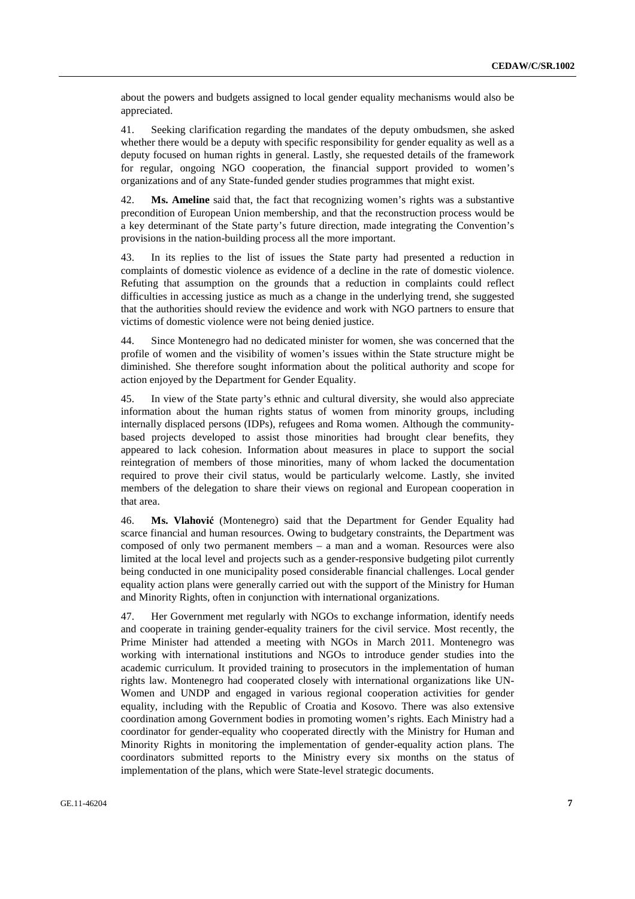about the powers and budgets assigned to local gender equality mechanisms would also be appreciated.

41. Seeking clarification regarding the mandates of the deputy ombudsmen, she asked whether there would be a deputy with specific responsibility for gender equality as well as a deputy focused on human rights in general. Lastly, she requested details of the framework for regular, ongoing NGO cooperation, the financial support provided to women's organizations and of any State-funded gender studies programmes that might exist.

42. **Ms. Ameline** said that, the fact that recognizing women's rights was a substantive precondition of European Union membership, and that the reconstruction process would be a key determinant of the State party's future direction, made integrating the Convention's provisions in the nation-building process all the more important.

43. In its replies to the list of issues the State party had presented a reduction in complaints of domestic violence as evidence of a decline in the rate of domestic violence. Refuting that assumption on the grounds that a reduction in complaints could reflect difficulties in accessing justice as much as a change in the underlying trend, she suggested that the authorities should review the evidence and work with NGO partners to ensure that victims of domestic violence were not being denied justice.

44. Since Montenegro had no dedicated minister for women, she was concerned that the profile of women and the visibility of women's issues within the State structure might be diminished. She therefore sought information about the political authority and scope for action enjoyed by the Department for Gender Equality.

45. In view of the State party's ethnic and cultural diversity, she would also appreciate information about the human rights status of women from minority groups, including internally displaced persons (IDPs), refugees and Roma women. Although the community-based projects developed to assist those minorities had brought clear benefits, they appeared to lack cohesion. Information about measures in place to support the social reintegration of members of those minorities, many of whom lacked the documentation required to prove their civil status, would be particularly welcome. Lastly, she invited members of the delegation to share their views on regional and European cooperation in that area.

46. **Ms. Vlahović** (Montenegro) said that the Department for Gender Equality had scarce financial and human resources. Owing to budgetary constraints, the Department was composed of only two permanent members – a man and a woman. Resources were also limited at the local level and projects such as a gender-responsive budgeting pilot currently being conducted in one municipality posed considerable financial challenges. Local gender equality action plans were generally carried out with the support of the Ministry for Human and Minority Rights, often in conjunction with international organizations.

47. Her Government met regularly with NGOs to exchange information, identify needs and cooperate in training gender-equality trainers for the civil service. Most recently, the Prime Minister had attended a meeting with NGOs in March 2011. Montenegro was working with international institutions and NGOs to introduce gender studies into the academic curriculum. It provided training to prosecutors in the implementation of human rights law. Montenegro had cooperated closely with international organizations like UN-Women and UNDP and engaged in various regional cooperation activities for gender equality, including with the Republic of Croatia and Kosovo. There was also extensive coordination among Government bodies in promoting women's rights. Each Ministry had a coordinator for gender-equality who cooperated directly with the Ministry for Human and Minority Rights in monitoring the implementation of gender-equality action plans. The coordinators submitted reports to the Ministry every six months on the status of implementation of the plans, which were State-level strategic documents.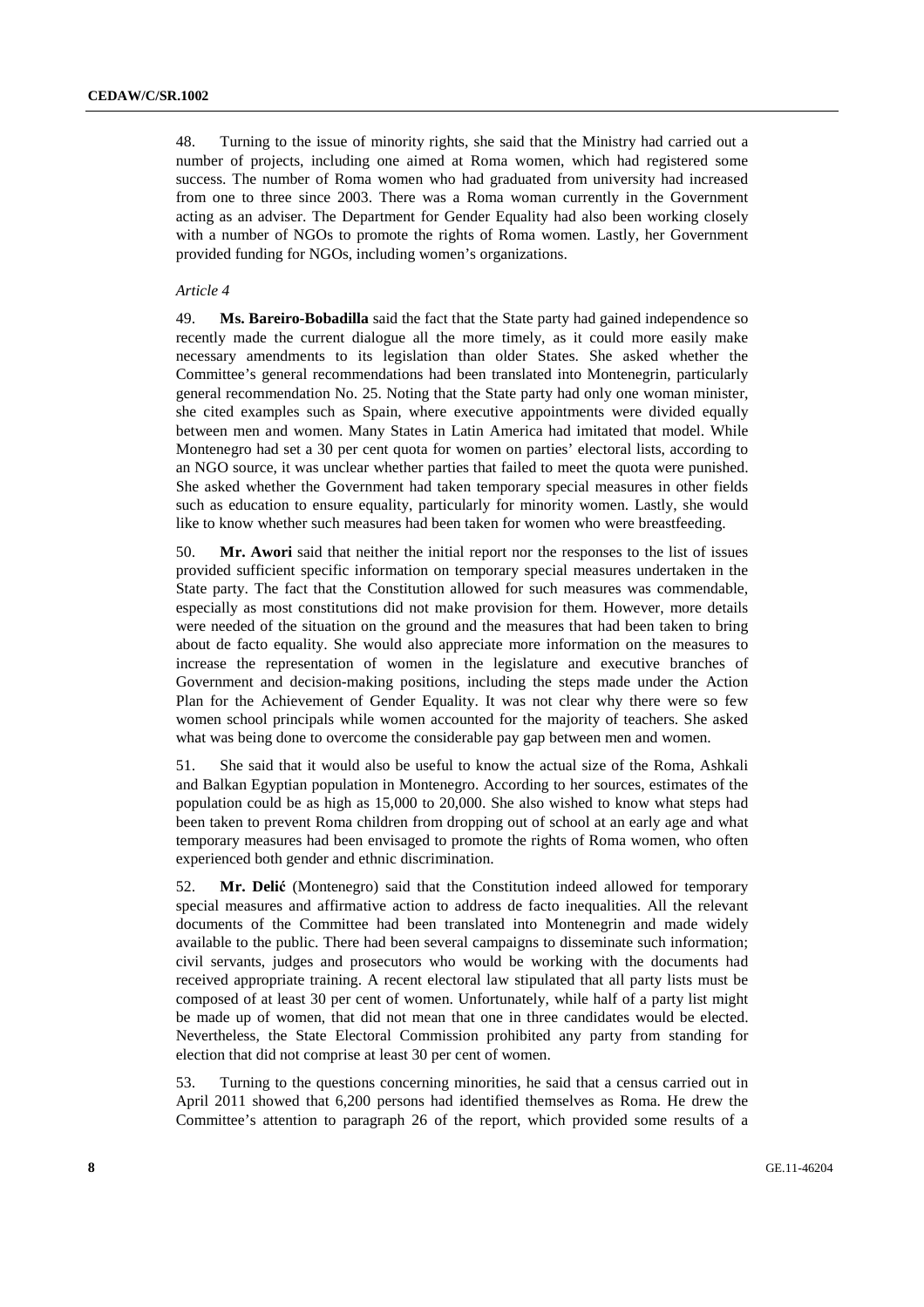48. Turning to the issue of minority rights, she said that the Ministry had carried out a number of projects, including one aimed at Roma women, which had registered some success. The number of Roma women who had graduated from university had increased from one to three since 2003. There was a Roma woman currently in the Government acting as an adviser. The Department for Gender Equality had also been working closely with a number of NGOs to promote the rights of Roma women. Lastly, her Government provided funding for NGOs, including women's organizations.

*Article 4*

49. **Ms. Bareiro-Bobadilla** said the fact that the State party had gained independence so recently made the current dialogue all the more timely, as it could more easily make necessary amendments to its legislation than older States. She asked whether the Committee's general recommendations had been translated into Montenegrin, particularly general recommendation No. 25. Noting that the State party had only one woman minister, she cited examples such as Spain, where executive appointments were divided equally between men and women. Many States in Latin America had imitated that model. While Montenegro had set a 30 per cent quota for women on parties' electoral lists, according to an NGO source, it was unclear whether parties that failed to meet the quota were punished. She asked whether the Government had taken temporary special measures in other fields such as education to ensure equality, particularly for minority women. Lastly, she would like to know whether such measures had been taken for women who were breastfeeding.

50. **Mr. Awori** said that neither the initial report nor the responses to the list of issues provided sufficient specific information on temporary special measures undertaken in the State party. The fact that the Constitution allowed for such measures was commendable, especially as most constitutions did not make provision for them. However, more details were needed of the situation on the ground and the measures that had been taken to bring about de facto equality. She would also appreciate more information on the measures to increase the representation of women in the legislature and executive branches of Government and decision-making positions, including the steps made under the Action Plan for the Achievement of Gender Equality. It was not clear why there were so few women school principals while women accounted for the majority of teachers. She asked what was being done to overcome the considerable pay gap between men and women.

51. She said that it would also be useful to know the actual size of the Roma, Ashkali and Balkan Egyptian population in Montenegro. According to her sources, estimates of the population could be as high as 15,000 to 20,000. She also wished to know what steps had been taken to prevent Roma children from dropping out of school at an early age and what temporary measures had been envisaged to promote the rights of Roma women, who often experienced both gender and ethnic discrimination.

52. **Mr. Delić** (Montenegro) said that the Constitution indeed allowed for temporary special measures and affirmative action to address de facto inequalities. All the relevant documents of the Committee had been translated into Montenegrin and made widely available to the public. There had been several campaigns to disseminate such information; civil servants, judges and prosecutors who would be working with the documents had received appropriate training. A recent electoral law stipulated that all party lists must be composed of at least 30 per cent of women. Unfortunately, while half of a party list might be made up of women, that did not mean that one in three candidates would be elected. Nevertheless, the State Electoral Commission prohibited any party from standing for election that did not comprise at least 30 per cent of women.

53. Turning to the questions concerning minorities, he said that a census carried out in April 2011 showed that 6,200 persons had identified themselves as Roma. He drew the Committee's attention to paragraph 26 of the report, which provided some results of a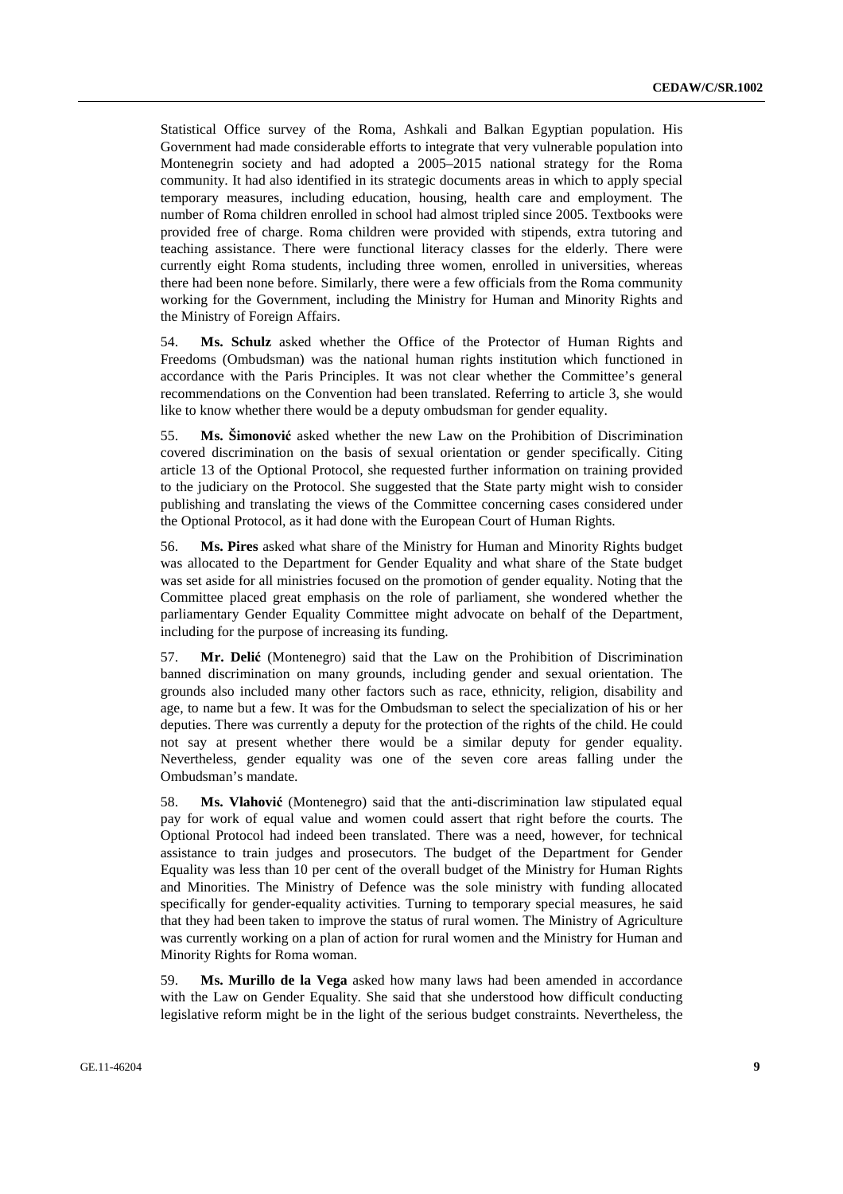Statistical Office survey of the Roma, Ashkali and Balkan Egyptian population. His Government had made considerable efforts to integrate that very vulnerable population into Montenegrin society and had adopted a 2005–2015 national strategy for the Roma community. It had also identified in its strategic documents areas in which to apply special temporary measures, including education, housing, health care and employment. The number of Roma children enrolled in school had almost tripled since 2005. Textbooks were provided free of charge. Roma children were provided with stipends, extra tutoring and teaching assistance. There were functional literacy classes for the elderly. There were currently eight Roma students, including three women, enrolled in universities, whereas there had been none before. Similarly, there were a few officials from the Roma community working for the Government, including the Ministry for Human and Minority Rights and the Ministry of Foreign Affairs.

54. **Ms. Schulz** asked whether the Office of the Protector of Human Rights and Freedoms (Ombudsman) was the national human rights institution which functioned in accordance with the Paris Principles. It was not clear whether the Committee's general recommendations on the Convention had been translated. Referring to article 3, she would like to know whether there would be a deputy ombudsman for gender equality.

55. **Ms. Šimonović** asked whether the new Law on the Prohibition of Discrimination covered discrimination on the basis of sexual orientation or gender specifically. Citing article 13 of the Optional Protocol, she requested further information on training provided to the judiciary on the Protocol. She suggested that the State party might wish to consider publishing and translating the views of the Committee concerning cases considered under the Optional Protocol, as it had done with the European Court of Human Rights.

56. **Ms. Pires** asked what share of the Ministry for Human and Minority Rights budget was allocated to the Department for Gender Equality and what share of the State budget was set aside for all ministries focused on the promotion of gender equality. Noting that the Committee placed great emphasis on the role of parliament, she wondered whether the parliamentary Gender Equality Committee might advocate on behalf of the Department, including for the purpose of increasing its funding.

57. **Mr. Delić** (Montenegro) said that the Law on the Prohibition of Discrimination banned discrimination on many grounds, including gender and sexual orientation. The grounds also included many other factors such as race, ethnicity, religion, disability and age, to name but a few. It was for the Ombudsman to select the specialization of his or her deputies. There was currently a deputy for the protection of the rights of the child. He could not say at present whether there would be a similar deputy for gender equality. Nevertheless, gender equality was one of the seven core areas falling under the Ombudsman's mandate.

58. **Ms. Vlahović** (Montenegro) said that the anti-discrimination law stipulated equal pay for work of equal value and women could assert that right before the courts. The Optional Protocol had indeed been translated. There was a need, however, for technical assistance to train judges and prosecutors. The budget of the Department for Gender Equality was less than 10 per cent of the overall budget of the Ministry for Human Rights and Minorities. The Ministry of Defence was the sole ministry with funding allocated specifically for gender-equality activities. Turning to temporary special measures, he said that they had been taken to improve the status of rural women. The Ministry of Agriculture was currently working on a plan of action for rural women and the Ministry for Human and Minority Rights for Roma woman.

59. **Ms. Murillo de la Vega** asked how many laws had been amended in accordance with the Law on Gender Equality. She said that she understood how difficult conducting legislative reform might be in the light of the serious budget constraints. Nevertheless, the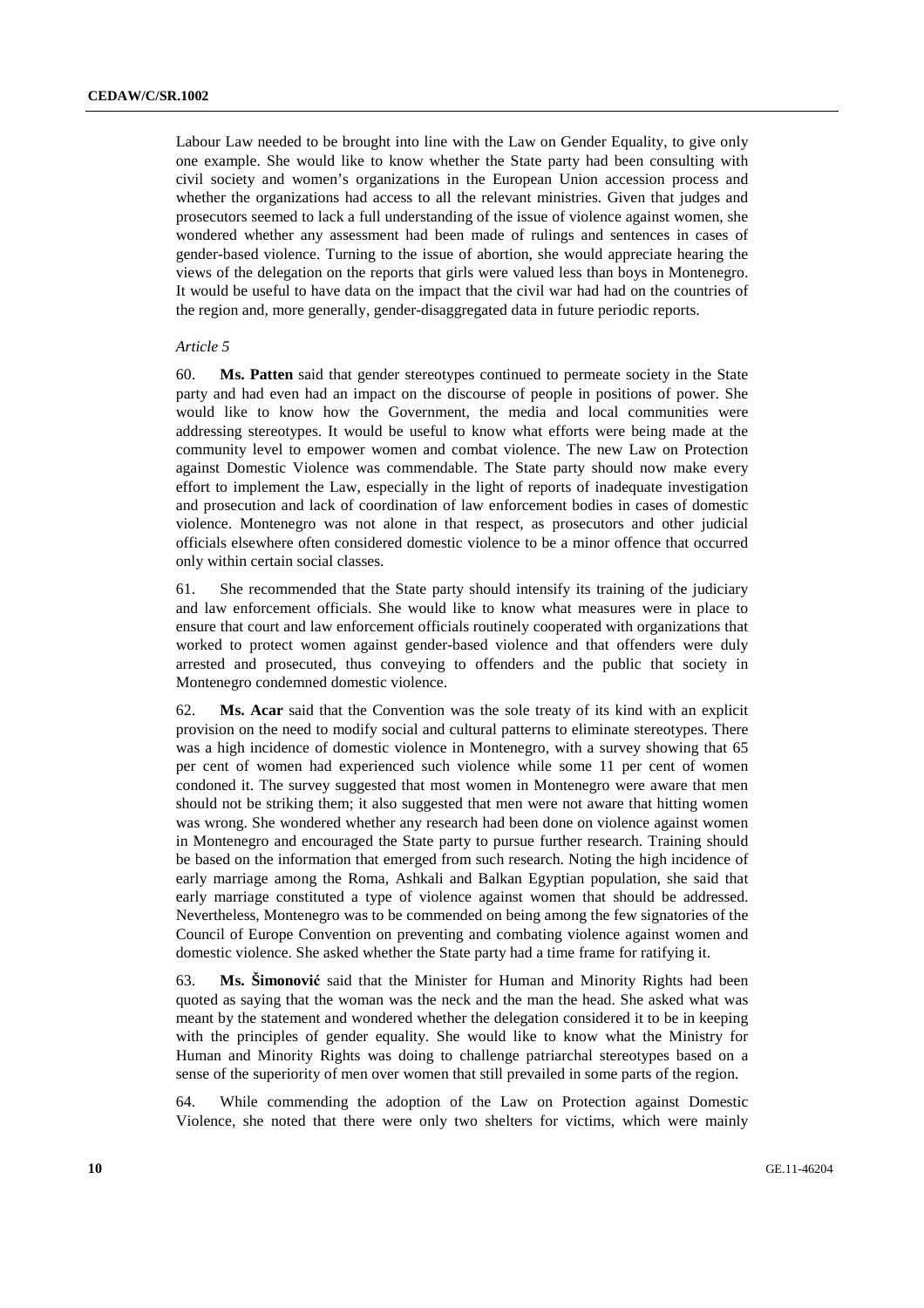Labour Law needed to be brought into line with the Law on Gender Equality, to give only one example. She would like to know whether the State party had been consulting with civil society and women's organizations in the European Union accession process and whether the organizations had access to all the relevant ministries. Given that judges and prosecutors seemed to lack a full understanding of the issue of violence against women, she wondered whether any assessment had been made of rulings and sentences in cases of gender-based violence. Turning to the issue of abortion, she would appreciate hearing the views of the delegation on the reports that girls were valued less than boys in Montenegro. It would be useful to have data on the impact that the civil war had had on the countries of the region and, more generally, gender-disaggregated data in future periodic reports.

*Article 5*

60. **Ms. Patten** said that gender stereotypes continued to permeate society in the State party and had even had an impact on the discourse of people in positions of power. She would like to know how the Government, the media and local communities were addressing stereotypes. It would be useful to know what efforts were being made at the community level to empower women and combat violence. The new Law on Protection against Domestic Violence was commendable. The State party should now make every effort to implement the Law, especially in the light of reports of inadequate investigation and prosecution and lack of coordination of law enforcement bodies in cases of domestic violence. Montenegro was not alone in that respect, as prosecutors and other judicial officials elsewhere often considered domestic violence to be a minor offence that occurred only within certain social classes.

61. She recommended that the State party should intensify its training of the judiciary and law enforcement officials. She would like to know what measures were in place to ensure that court and law enforcement officials routinely cooperated with organizations that worked to protect women against gender-based violence and that offenders were duly arrested and prosecuted, thus conveying to offenders and the public that society in Montenegro condemned domestic violence.

62. **Ms. Acar** said that the Convention was the sole treaty of its kind with an explicit provision on the need to modify social and cultural patterns to eliminate stereotypes. There was a high incidence of domestic violence in Montenegro, with a survey showing that 65 per cent of women had experienced such violence while some 11 per cent of women condoned it. The survey suggested that most women in Montenegro were aware that men should not be striking them; it also suggested that men were not aware that hitting women was wrong. She wondered whether any research had been done on violence against women in Montenegro and encouraged the State party to pursue further research. Training should be based on the information that emerged from such research. Noting the high incidence of early marriage among the Roma, Ashkali and Balkan Egyptian population, she said that early marriage constituted a type of violence against women that should be addressed. Nevertheless, Montenegro was to be commended on being among the few signatories of the Council of Europe Convention on preventing and combating violence against women and domestic violence. She asked whether the State party had a time frame for ratifying it.

63. **Ms. Šimonović** said that the Minister for Human and Minority Rights had been quoted as saying that the woman was the neck and the man the head. She asked what was meant by the statement and wondered whether the delegation considered it to be in keeping with the principles of gender equality. She would like to know what the Ministry for Human and Minority Rights was doing to challenge patriarchal stereotypes based on a sense of the superiority of men over women that still prevailed in some parts of the region.

64. While commending the adoption of the Law on Protection against Domestic Violence, she noted that there were only two shelters for victims, which were mainly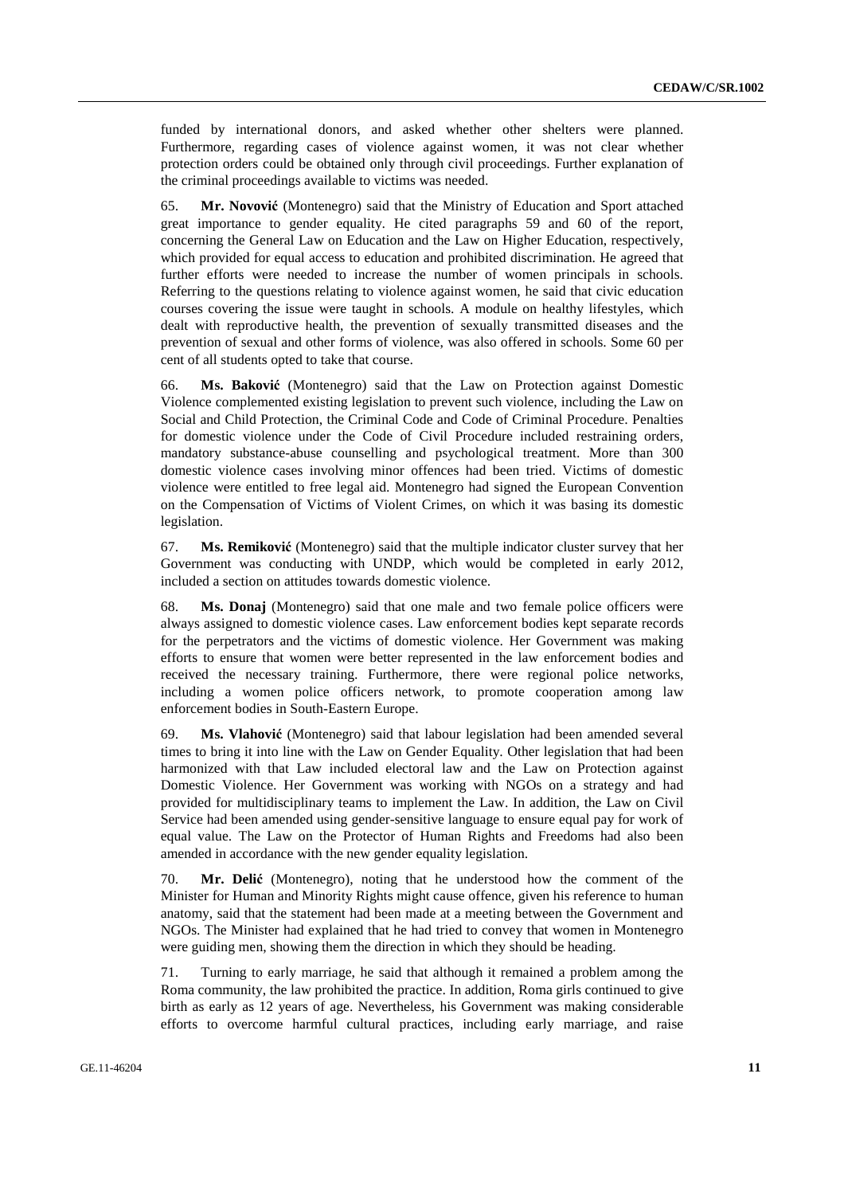funded by international donors, and asked whether other shelters were planned. Furthermore, regarding cases of violence against women, it was not clear whether protection orders could be obtained only through civil proceedings. Further explanation of the criminal proceedings available to victims was needed.

65. **Mr. Novović** (Montenegro) said that the Ministry of Education and Sport attached great importance to gender equality. He cited paragraphs 59 and 60 of the report, concerning the General Law on Education and the Law on Higher Education, respectively, which provided for equal access to education and prohibited discrimination. He agreed that further efforts were needed to increase the number of women principals in schools. Referring to the questions relating to violence against women, he said that civic education courses covering the issue were taught in schools. A module on healthy lifestyles, which dealt with reproductive health, the prevention of sexually transmitted diseases and the prevention of sexual and other forms of violence, was also offered in schools. Some 60 per cent of all students opted to take that course.

66. **Ms. Baković** (Montenegro) said that the Law on Protection against Domestic Violence complemented existing legislation to prevent such violence, including the Law on Social and Child Protection, the Criminal Code and Code of Criminal Procedure. Penalties for domestic violence under the Code of Civil Procedure included restraining orders, mandatory substance-abuse counselling and psychological treatment. More than 300 domestic violence cases involving minor offences had been tried. Victims of domestic violence were entitled to free legal aid. Montenegro had signed the European Convention on the Compensation of Victims of Violent Crimes, on which it was basing its domestic legislation.

67. **Ms. Remiković** (Montenegro) said that the multiple indicator cluster survey that her Government was conducting with UNDP, which would be completed in early 2012, included a section on attitudes towards domestic violence.

68. **Ms. Donaj** (Montenegro) said that one male and two female police officers were always assigned to domestic violence cases. Law enforcement bodies kept separate records for the perpetrators and the victims of domestic violence. Her Government was making efforts to ensure that women were better represented in the law enforcement bodies and received the necessary training. Furthermore, there were regional police networks, including a women police officers network, to promote cooperation among law enforcement bodies in South-Eastern Europe.

69. **Ms. Vlahović** (Montenegro) said that labour legislation had been amended several times to bring it into line with the Law on Gender Equality. Other legislation that had been harmonized with that Law included electoral law and the Law on Protection against Domestic Violence. Her Government was working with NGOs on a strategy and had provided for multidisciplinary teams to implement the Law. In addition, the Law on Civil Service had been amended using gender-sensitive language to ensure equal pay for work of equal value. The Law on the Protector of Human Rights and Freedoms had also been amended in accordance with the new gender equality legislation.

70. **Mr. Delić** (Montenegro), noting that he understood how the comment of the Minister for Human and Minority Rights might cause offence, given his reference to human anatomy, said that the statement had been made at a meeting between the Government and NGOs. The Minister had explained that he had tried to convey that women in Montenegro were guiding men, showing them the direction in which they should be heading.

71. Turning to early marriage, he said that although it remained a problem among the Roma community, the law prohibited the practice. In addition, Roma girls continued to give birth as early as 12 years of age. Nevertheless, his Government was making considerable efforts to overcome harmful cultural practices, including early marriage, and raise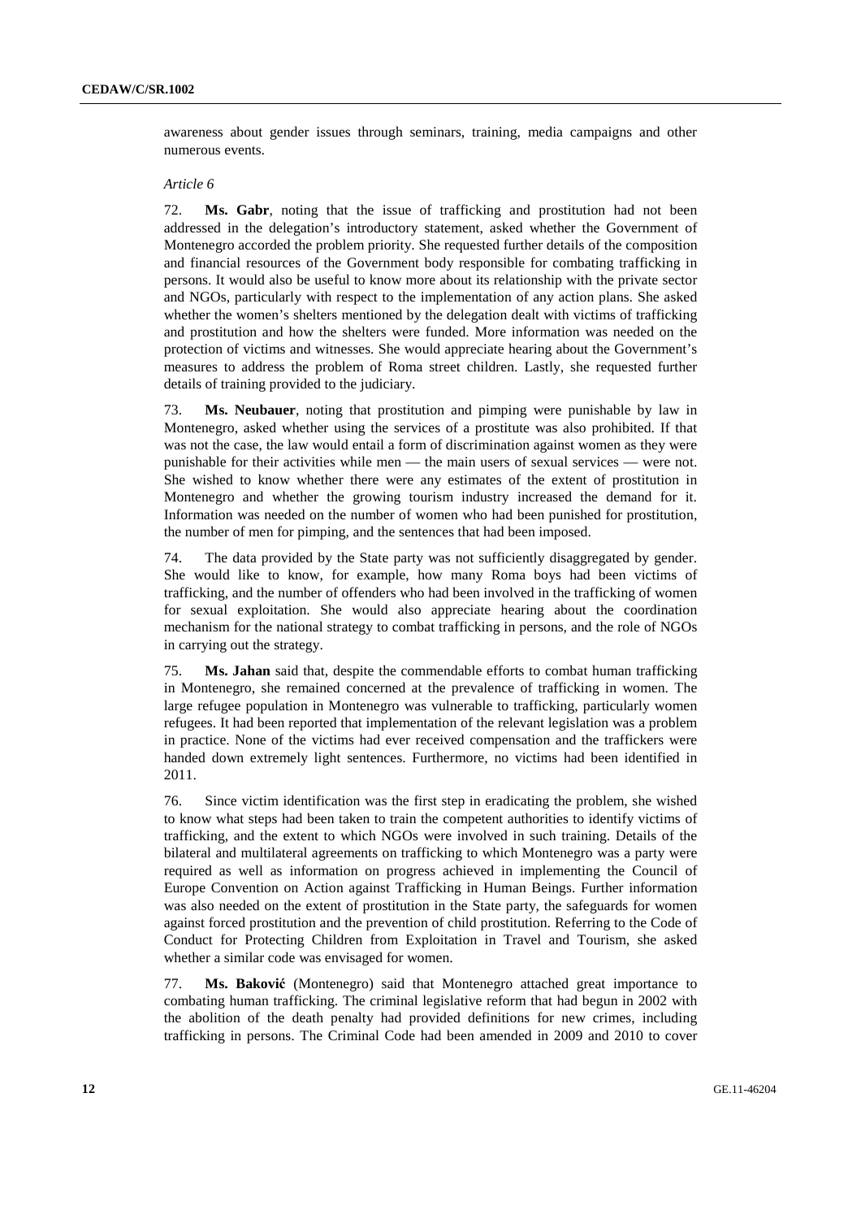awareness about gender issues through seminars, training, media campaigns and other numerous events.

*Article 6*

72. **Ms. Gabr**, noting that the issue of trafficking and prostitution had not been addressed in the delegation's introductory statement, asked whether the Government of Montenegro accorded the problem priority. She requested further details of the composition and financial resources of the Government body responsible for combating trafficking in persons. It would also be useful to know more about its relationship with the private sector and NGOs, particularly with respect to the implementation of any action plans. She asked whether the women's shelters mentioned by the delegation dealt with victims of trafficking and prostitution and how the shelters were funded. More information was needed on the protection of victims and witnesses. She would appreciate hearing about the Government's measures to address the problem of Roma street children. Lastly, she requested further details of training provided to the judiciary.

73. **Ms. Neubauer**, noting that prostitution and pimping were punishable by law in Montenegro, asked whether using the services of a prostitute was also prohibited. If that was not the case, the law would entail a form of discrimination against women as they were punishable for their activities while men — the main users of sexual services — were not. She wished to know whether there were any estimates of the extent of prostitution in Montenegro and whether the growing tourism industry increased the demand for it. Information was needed on the number of women who had been punished for prostitution, the number of men for pimping, and the sentences that had been imposed.

74. The data provided by the State party was not sufficiently disaggregated by gender. She would like to know, for example, how many Roma boys had been victims of trafficking, and the number of offenders who had been involved in the trafficking of women for sexual exploitation. She would also appreciate hearing about the coordination mechanism for the national strategy to combat trafficking in persons, and the role of NGOs in carrying out the strategy.

75. **Ms. Jahan** said that, despite the commendable efforts to combat human trafficking in Montenegro, she remained concerned at the prevalence of trafficking in women. The large refugee population in Montenegro was vulnerable to trafficking, particularly women refugees. It had been reported that implementation of the relevant legislation was a problem in practice. None of the victims had ever received compensation and the traffickers were handed down extremely light sentences. Furthermore, no victims had been identified in 2011.

76. Since victim identification was the first step in eradicating the problem, she wished to know what steps had been taken to train the competent authorities to identify victims of trafficking, and the extent to which NGOs were involved in such training. Details of the bilateral and multilateral agreements on trafficking to which Montenegro was a party were required as well as information on progress achieved in implementing the Council of Europe Convention on Action against Trafficking in Human Beings. Further information was also needed on the extent of prostitution in the State party, the safeguards for women against forced prostitution and the prevention of child prostitution. Referring to the Code of Conduct for Protecting Children from Exploitation in Travel and Tourism, she asked whether a similar code was envisaged for women.

77. **Ms. Baković** (Montenegro) said that Montenegro attached great importance to combating human trafficking. The criminal legislative reform that had begun in 2002 with the abolition of the death penalty had provided definitions for new crimes, including trafficking in persons. The Criminal Code had been amended in 2009 and 2010 to cover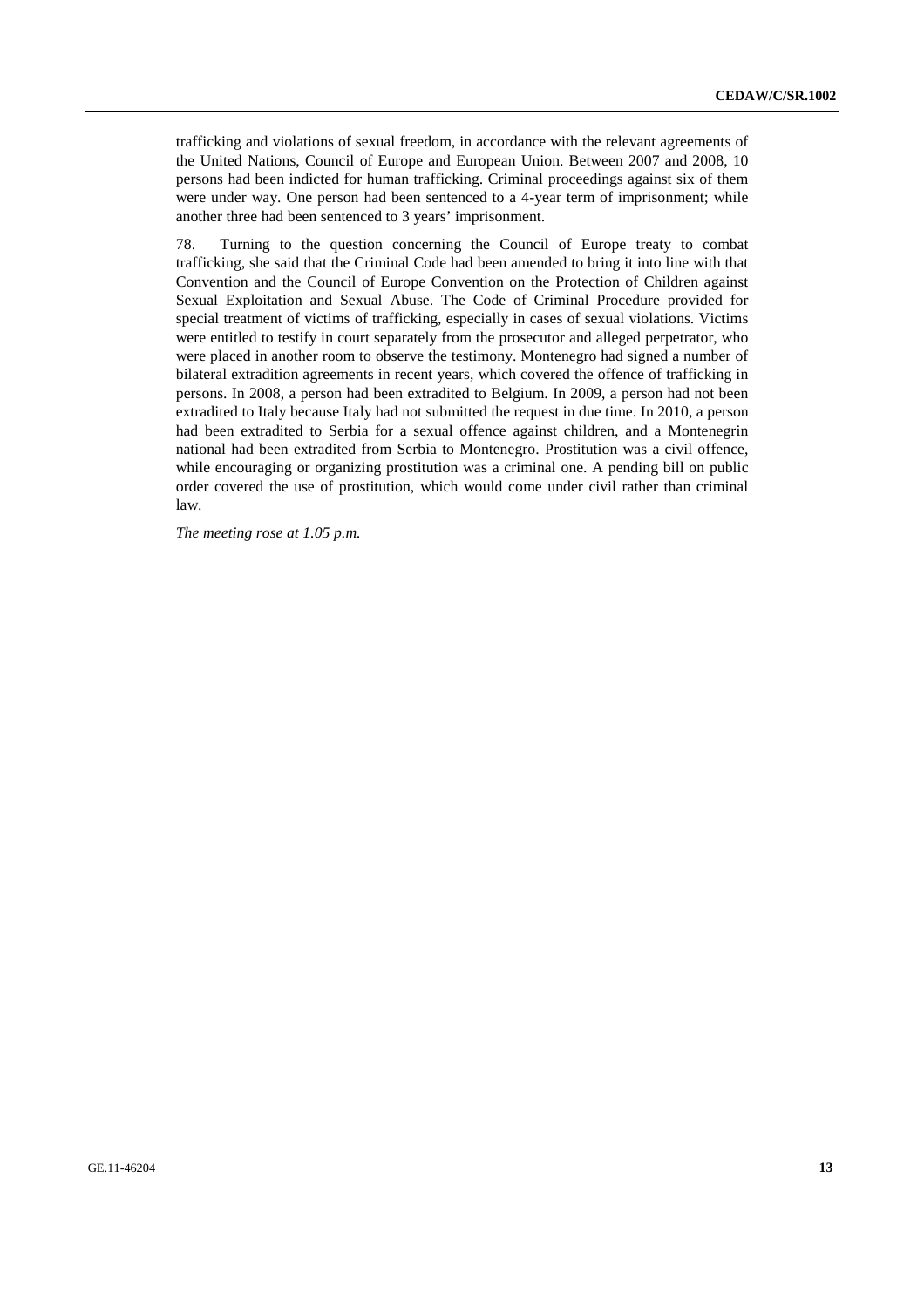trafficking and violations of sexual freedom, in accordance with the relevant agreements of the United Nations, Council of Europe and European Union. Between 2007 and 2008, 10 persons had been indicted for human trafficking. Criminal proceedings against six of them were under way. One person had been sentenced to a 4-year term of imprisonment; while another three had been sentenced to 3 years' imprisonment.

78. Turning to the question concerning the Council of Europe treaty to combat trafficking, she said that the Criminal Code had been amended to bring it into line with that Convention and the Council of Europe Convention on the Protection of Children against Sexual Exploitation and Sexual Abuse. The Code of Criminal Procedure provided for special treatment of victims of trafficking, especially in cases of sexual violations. Victims were entitled to testify in court separately from the prosecutor and alleged perpetrator, who were placed in another room to observe the testimony. Montenegro had signed a number of bilateral extradition agreements in recent years, which covered the offence of trafficking in persons. In 2008, a person had been extradited to Belgium. In 2009, a person had not been extradited to Italy because Italy had not submitted the request in due time. In 2010, a person had been extradited to Serbia for a sexual offence against children, and a Montenegrin national had been extradited from Serbia to Montenegro. Prostitution was a civil offence, while encouraging or organizing prostitution was a criminal one. A pending bill on public order covered the use of prostitution, which would come under civil rather than criminal law.

*The meeting rose at 1.05 p.m.*